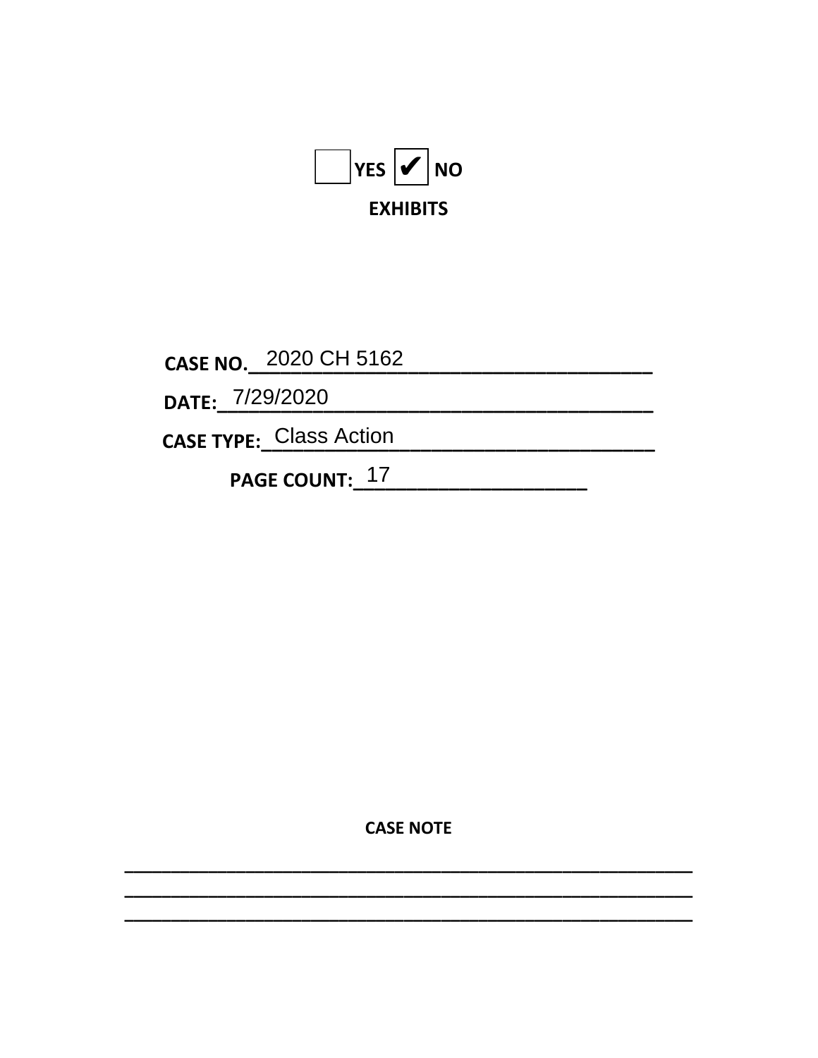☐ YES ☑ NO

**EXHIBITS**

**CASE NO.** 2020 CH 5162

**DATE:** 7/29/2020

**CASE TYPE:** Class Action

**PAGE COUNT:** 17

**CASE NOTE**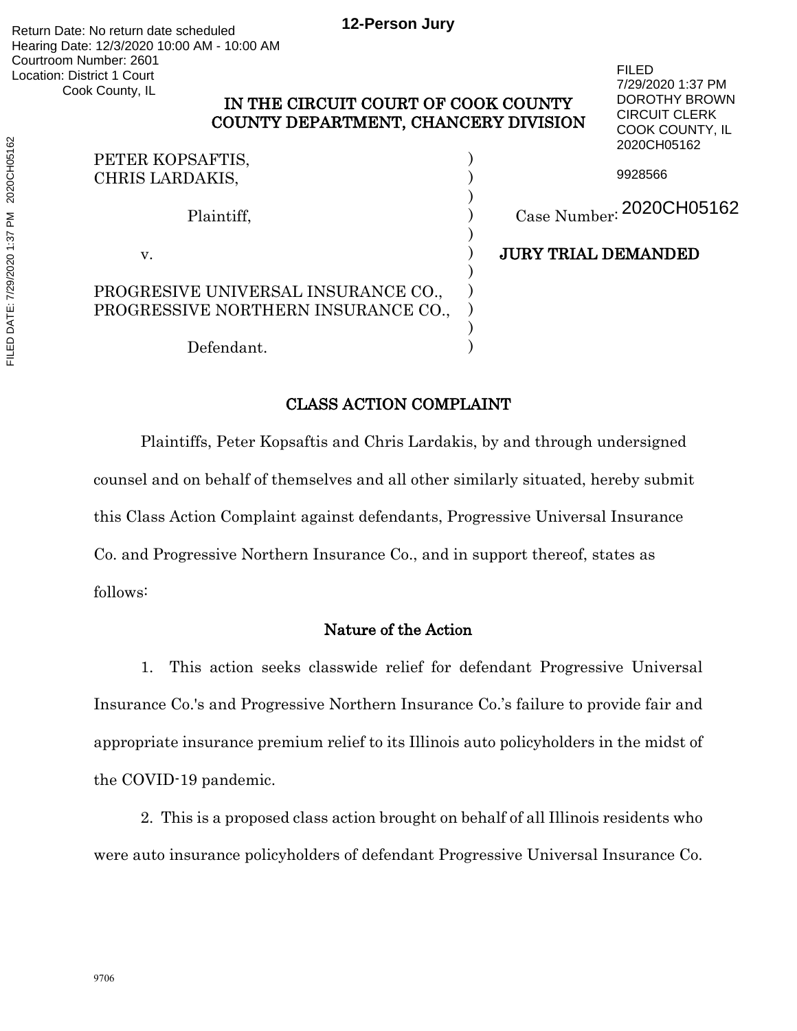Return Date: No return date scheduled
Hearing Date: 12/3/2020 10:00 AM - 10:00 AM
Courtroom Number: 2601
Location: District 1 Court
Cook County, IL

**12-Person Jury**

FILED
7/29/2020 1:37 PM
DOROTHY BROWN
CIRCUIT CLERK
COOK COUNTY, IL
2020CH05162

9928566

FILED DATE: 7/29/2020 1:37 PM 2020CH05162

**IN THE CIRCUIT COURT OF COOK COUNTY
COUNTY DEPARTMENT, CHANCERY DIVISION**

| | | |
|---|---|---|
| PETER KOPSAFTIS, CHRIS LARDAKIS, | ) | |
| Plaintiff, | ) | Case Number: 2020CH05162 |
| v. | ) | **JURY TRIAL DEMANDED** |
| PROGRESIVE UNIVERSAL INSURANCE CO., PROGRESSIVE NORTHERN INSURANCE CO., | ) | |
| Defendant. | ) | |

## CLASS ACTION COMPLAINT

Plaintiffs, Peter Kopsaftis and Chris Lardakis, by and through undersigned counsel and on behalf of themselves and all other similarly situated, hereby submit this Class Action Complaint against defendants, Progressive Universal Insurance Co. and Progressive Northern Insurance Co., and in support thereof, states as follows:

### Nature of the Action

1. This action seeks classwide relief for defendant Progressive Universal Insurance Co.'s and Progressive Northern Insurance Co.'s failure to provide fair and appropriate insurance premium relief to its Illinois auto policyholders in the midst of the COVID-19 pandemic.

2. This is a proposed class action brought on behalf of all Illinois residents who were auto insurance policyholders of defendant Progressive Universal Insurance Co.

9706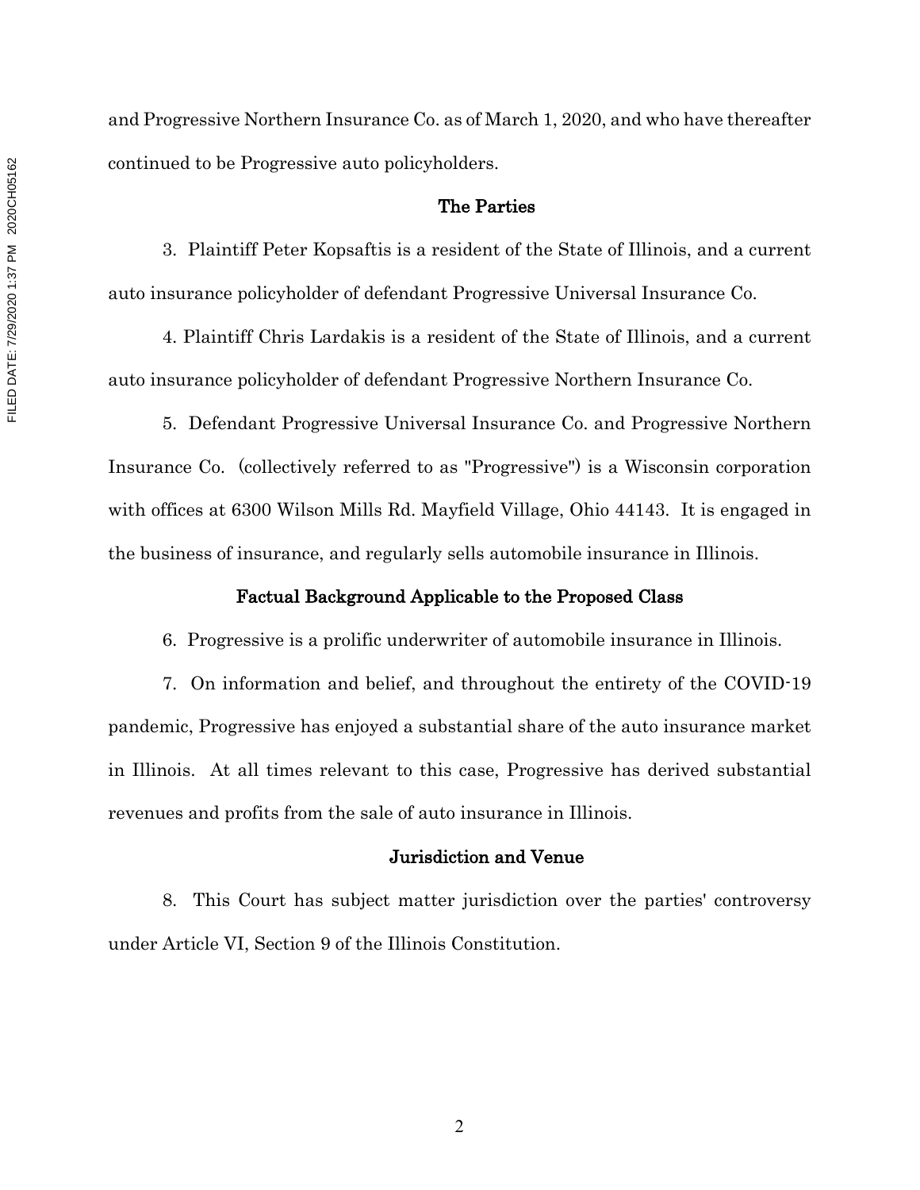and Progressive Northern Insurance Co. as of March 1, 2020, and who have thereafter continued to be Progressive auto policyholders.

## The Parties

3. Plaintiff Peter Kopsaftis is a resident of the State of Illinois, and a current auto insurance policyholder of defendant Progressive Universal Insurance Co.

4. Plaintiff Chris Lardakis is a resident of the State of Illinois, and a current auto insurance policyholder of defendant Progressive Northern Insurance Co.

5. Defendant Progressive Universal Insurance Co. and Progressive Northern Insurance Co. (collectively referred to as "Progressive") is a Wisconsin corporation with offices at 6300 Wilson Mills Rd. Mayfield Village, Ohio 44143. It is engaged in the business of insurance, and regularly sells automobile insurance in Illinois.

## Factual Background Applicable to the Proposed Class

6. Progressive is a prolific underwriter of automobile insurance in Illinois.

7. On information and belief, and throughout the entirety of the COVID-19 pandemic, Progressive has enjoyed a substantial share of the auto insurance market in Illinois. At all times relevant to this case, Progressive has derived substantial revenues and profits from the sale of auto insurance in Illinois.

## Jurisdiction and Venue

8. This Court has subject matter jurisdiction over the parties' controversy under Article VI, Section 9 of the Illinois Constitution.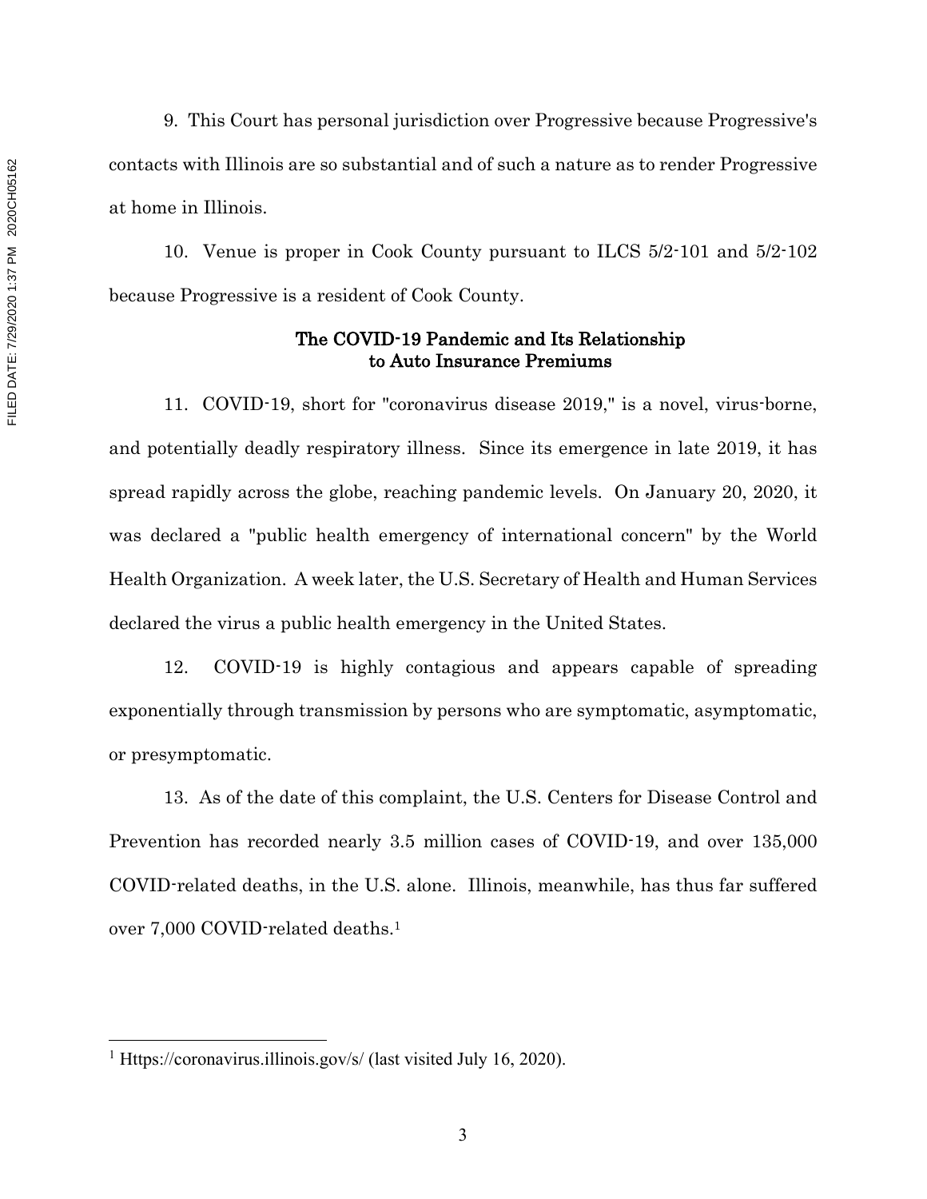9. This Court has personal jurisdiction over Progressive because Progressive's contacts with Illinois are so substantial and of such a nature as to render Progressive at home in Illinois.

10. Venue is proper in Cook County pursuant to ILCS 5/2-101 and 5/2-102 because Progressive is a resident of Cook County.

**The COVID-19 Pandemic and Its Relationship to Auto Insurance Premiums**

11. COVID-19, short for "coronavirus disease 2019," is a novel, virus-borne, and potentially deadly respiratory illness. Since its emergence in late 2019, it has spread rapidly across the globe, reaching pandemic levels. On January 20, 2020, it was declared a "public health emergency of international concern" by the World Health Organization. A week later, the U.S. Secretary of Health and Human Services declared the virus a public health emergency in the United States.

12. COVID-19 is highly contagious and appears capable of spreading exponentially through transmission by persons who are symptomatic, asymptomatic, or presymptomatic.

13. As of the date of this complaint, the U.S. Centers for Disease Control and Prevention has recorded nearly 3.5 million cases of COVID-19, and over 135,000 COVID-related deaths, in the U.S. alone. Illinois, meanwhile, has thus far suffered over 7,000 COVID-related deaths.[1]

[1] Https://coronavirus.illinois.gov/s/ (last visited July 16, 2020).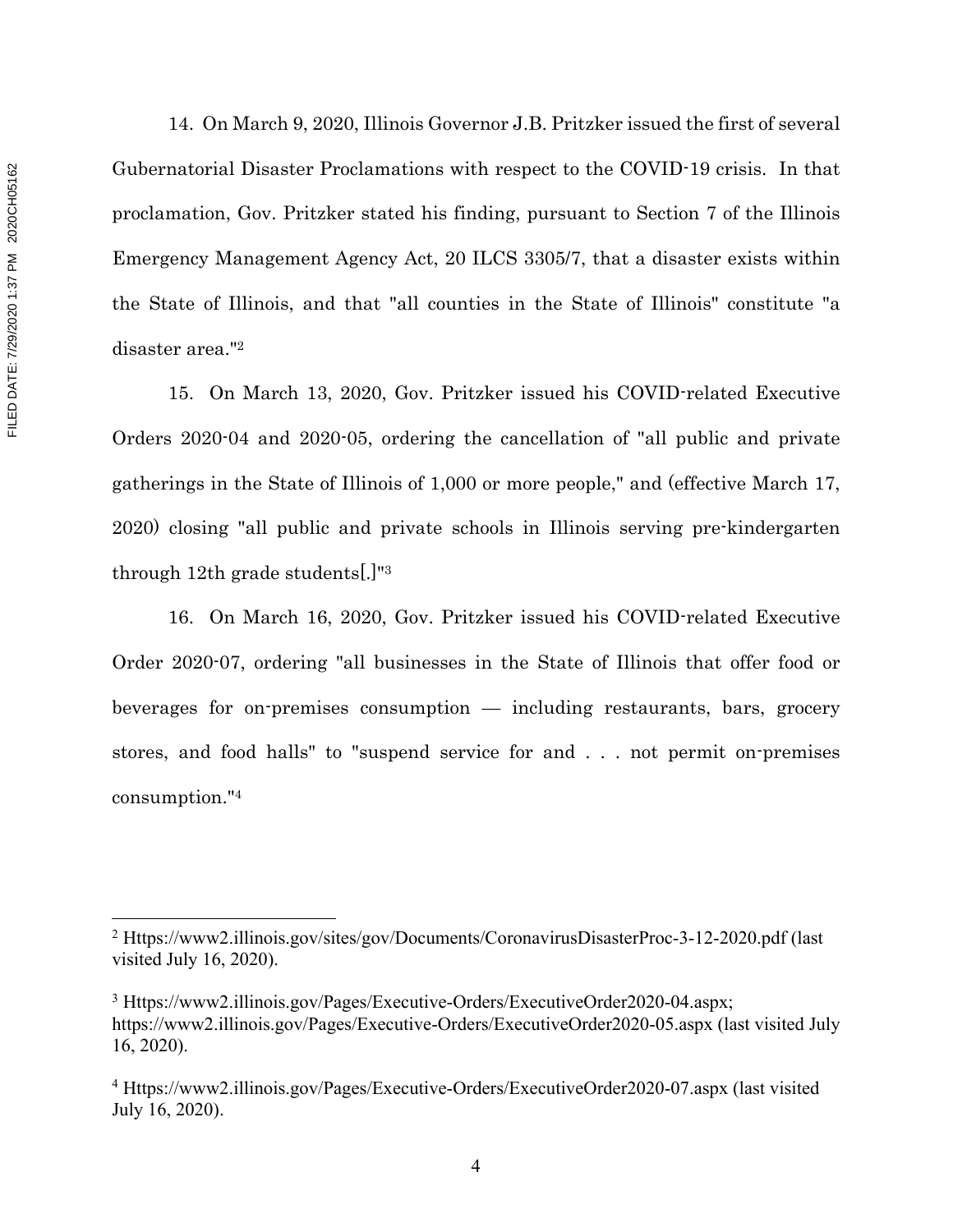14. On March 9, 2020, Illinois Governor J.B. Pritzker issued the first of several Gubernatorial Disaster Proclamations with respect to the COVID-19 crisis. In that proclamation, Gov. Pritzker stated his finding, pursuant to Section 7 of the Illinois Emergency Management Agency Act, 20 ILCS 3305/7, that a disaster exists within the State of Illinois, and that "all counties in the State of Illinois" constitute "a disaster area."[2]

15. On March 13, 2020, Gov. Pritzker issued his COVID-related Executive Orders 2020-04 and 2020-05, ordering the cancellation of "all public and private gatherings in the State of Illinois of 1,000 or more people," and (effective March 17, 2020) closing "all public and private schools in Illinois serving pre-kindergarten through 12th grade students[.]"[3]

16. On March 16, 2020, Gov. Pritzker issued his COVID-related Executive Order 2020-07, ordering "all businesses in the State of Illinois that offer food or beverages for on-premises consumption — including restaurants, bars, grocery stores, and food halls" to "suspend service for and . . . not permit on-premises consumption."[4]

---

[2] Https://www2.illinois.gov/sites/gov/Documents/CoronavirusDisasterProc-3-12-2020.pdf (last visited July 16, 2020).

[3] Https://www2.illinois.gov/Pages/Executive-Orders/ExecutiveOrder2020-04.aspx; https://www2.illinois.gov/Pages/Executive-Orders/ExecutiveOrder2020-05.aspx (last visited July 16, 2020).

[4] Https://www2.illinois.gov/Pages/Executive-Orders/ExecutiveOrder2020-07.aspx (last visited July 16, 2020).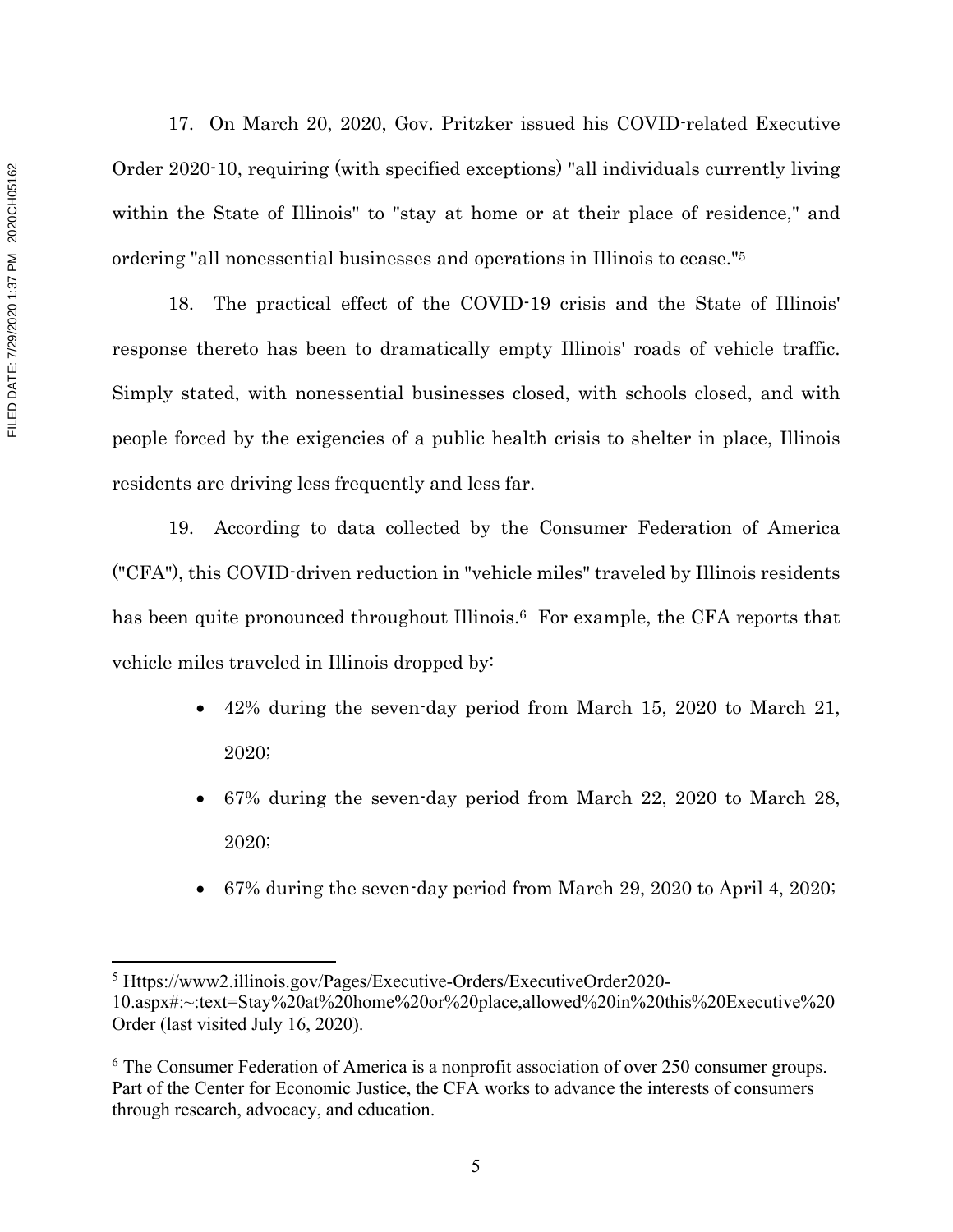17. On March 20, 2020, Gov. Pritzker issued his COVID-related Executive Order 2020-10, requiring (with specified exceptions) "all individuals currently living within the State of Illinois" to "stay at home or at their place of residence," and ordering "all nonessential businesses and operations in Illinois to cease."[5]

18. The practical effect of the COVID-19 crisis and the State of Illinois' response thereto has been to dramatically empty Illinois' roads of vehicle traffic. Simply stated, with nonessential businesses closed, with schools closed, and with people forced by the exigencies of a public health crisis to shelter in place, Illinois residents are driving less frequently and less far.

19. According to data collected by the Consumer Federation of America ("CFA"), this COVID-driven reduction in "vehicle miles" traveled by Illinois residents has been quite pronounced throughout Illinois.[6] For example, the CFA reports that vehicle miles traveled in Illinois dropped by:

- 42% during the seven-day period from March 15, 2020 to March 21, 2020;
- 67% during the seven-day period from March 22, 2020 to March 28, 2020;
- 67% during the seven-day period from March 29, 2020 to April 4, 2020;

---

[5] Https://www2.illinois.gov/Pages/Executive-Orders/ExecutiveOrder2020-10.aspx#:~:text=Stay%20at%20home%20or%20place,allowed%20in%20this%20Executive%20Order (last visited July 16, 2020).

[6] The Consumer Federation of America is a nonprofit association of over 250 consumer groups. Part of the Center for Economic Justice, the CFA works to advance the interests of consumers through research, advocacy, and education.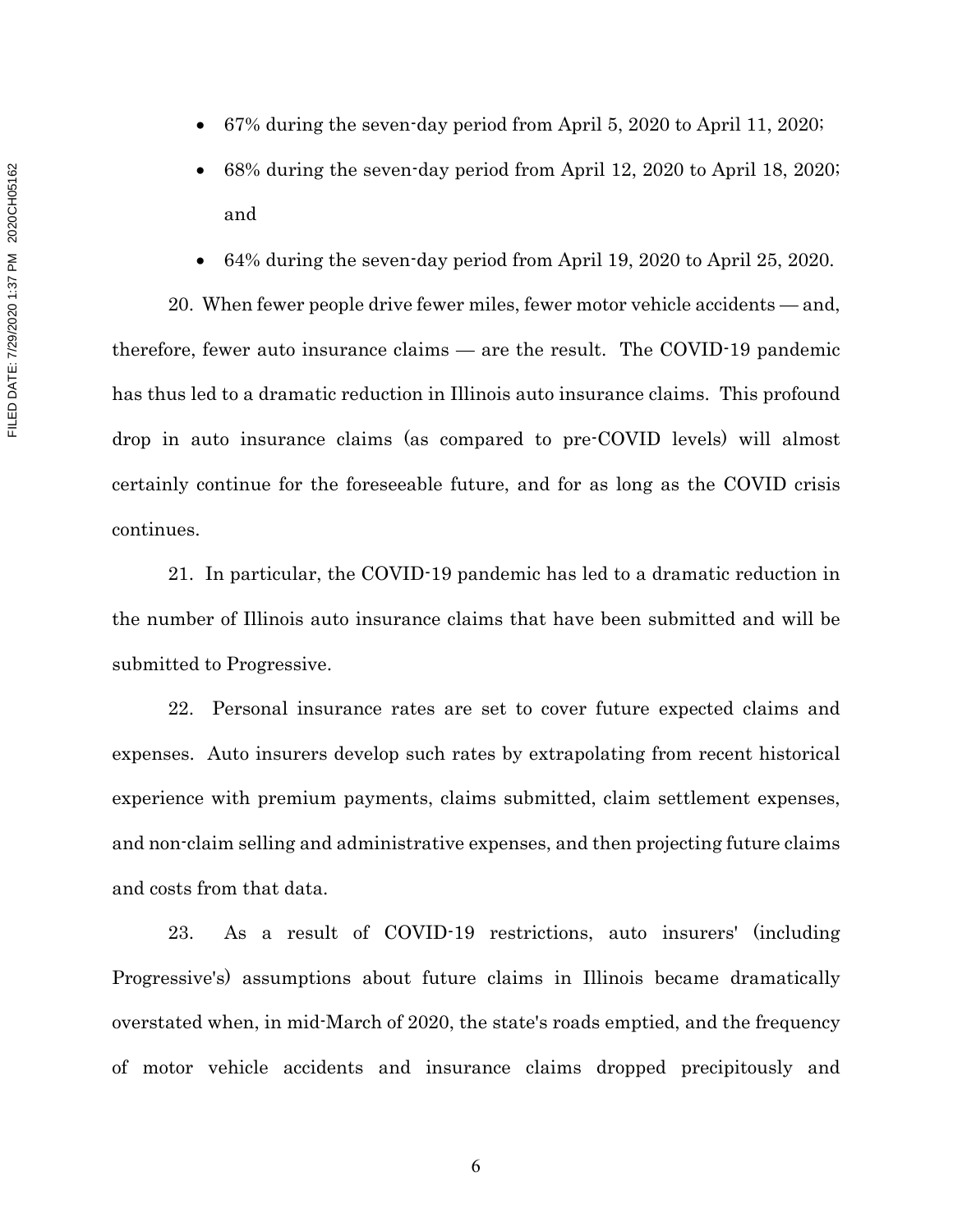- 67% during the seven-day period from April 5, 2020 to April 11, 2020;
- 68% during the seven-day period from April 12, 2020 to April 18, 2020; and
- 64% during the seven-day period from April 19, 2020 to April 25, 2020.

20. When fewer people drive fewer miles, fewer motor vehicle accidents — and, therefore, fewer auto insurance claims — are the result. The COVID-19 pandemic has thus led to a dramatic reduction in Illinois auto insurance claims. This profound drop in auto insurance claims (as compared to pre-COVID levels) will almost certainly continue for the foreseeable future, and for as long as the COVID crisis continues.

21. In particular, the COVID-19 pandemic has led to a dramatic reduction in the number of Illinois auto insurance claims that have been submitted and will be submitted to Progressive.

22. Personal insurance rates are set to cover future expected claims and expenses. Auto insurers develop such rates by extrapolating from recent historical experience with premium payments, claims submitted, claim settlement expenses, and non-claim selling and administrative expenses, and then projecting future claims and costs from that data.

23. As a result of COVID-19 restrictions, auto insurers' (including Progressive's) assumptions about future claims in Illinois became dramatically overstated when, in mid-March of 2020, the state's roads emptied, and the frequency of motor vehicle accidents and insurance claims dropped precipitously and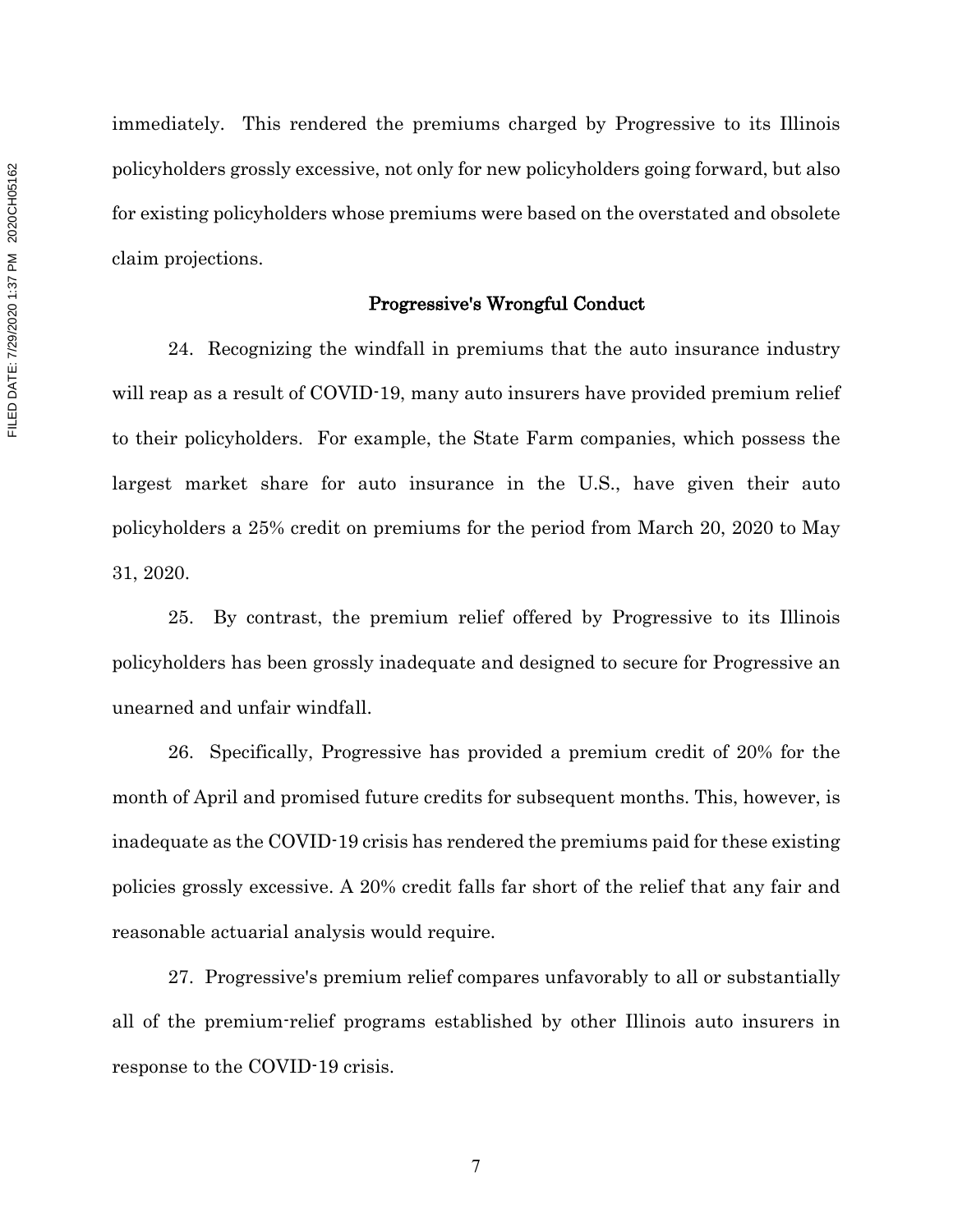immediately. This rendered the premiums charged by Progressive to its Illinois policyholders grossly excessive, not only for new policyholders going forward, but also for existing policyholders whose premiums were based on the overstated and obsolete claim projections.

## Progressive's Wrongful Conduct

24. Recognizing the windfall in premiums that the auto insurance industry will reap as a result of COVID-19, many auto insurers have provided premium relief to their policyholders. For example, the State Farm companies, which possess the largest market share for auto insurance in the U.S., have given their auto policyholders a 25% credit on premiums for the period from March 20, 2020 to May 31, 2020.

25. By contrast, the premium relief offered by Progressive to its Illinois policyholders has been grossly inadequate and designed to secure for Progressive an unearned and unfair windfall.

26. Specifically, Progressive has provided a premium credit of 20% for the month of April and promised future credits for subsequent months. This, however, is inadequate as the COVID-19 crisis has rendered the premiums paid for these existing policies grossly excessive. A 20% credit falls far short of the relief that any fair and reasonable actuarial analysis would require.

27. Progressive's premium relief compares unfavorably to all or substantially all of the premium-relief programs established by other Illinois auto insurers in response to the COVID-19 crisis.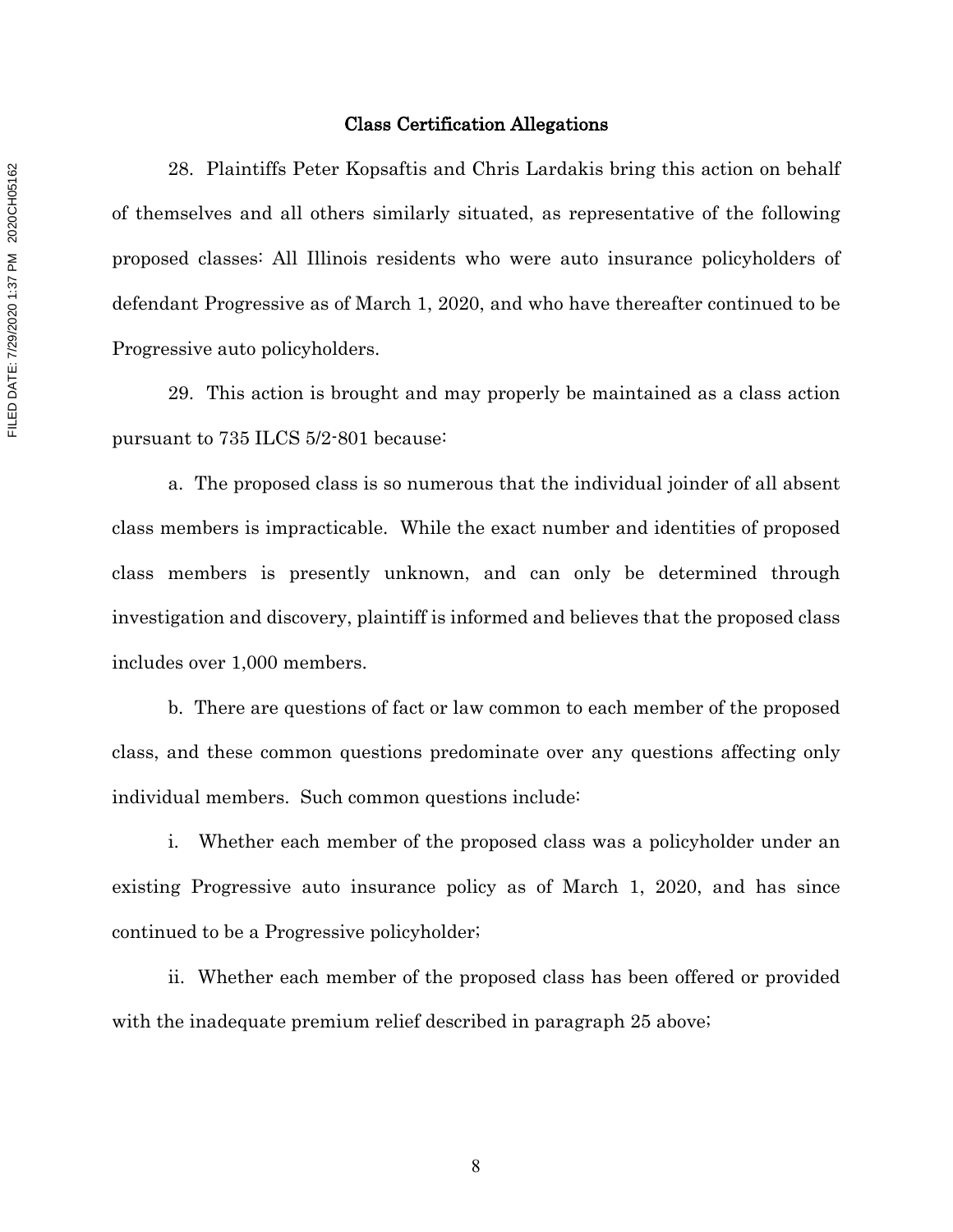## Class Certification Allegations

28. Plaintiffs Peter Kopsaftis and Chris Lardakis bring this action on behalf of themselves and all others similarly situated, as representative of the following proposed classes: All Illinois residents who were auto insurance policyholders of defendant Progressive as of March 1, 2020, and who have thereafter continued to be Progressive auto policyholders.

29. This action is brought and may properly be maintained as a class action pursuant to 735 ILCS 5/2-801 because:

a. The proposed class is so numerous that the individual joinder of all absent class members is impracticable. While the exact number and identities of proposed class members is presently unknown, and can only be determined through investigation and discovery, plaintiff is informed and believes that the proposed class includes over 1,000 members.

b. There are questions of fact or law common to each member of the proposed class, and these common questions predominate over any questions affecting only individual members. Such common questions include:

i. Whether each member of the proposed class was a policyholder under an existing Progressive auto insurance policy as of March 1, 2020, and has since continued to be a Progressive policyholder;

ii. Whether each member of the proposed class has been offered or provided with the inadequate premium relief described in paragraph 25 above;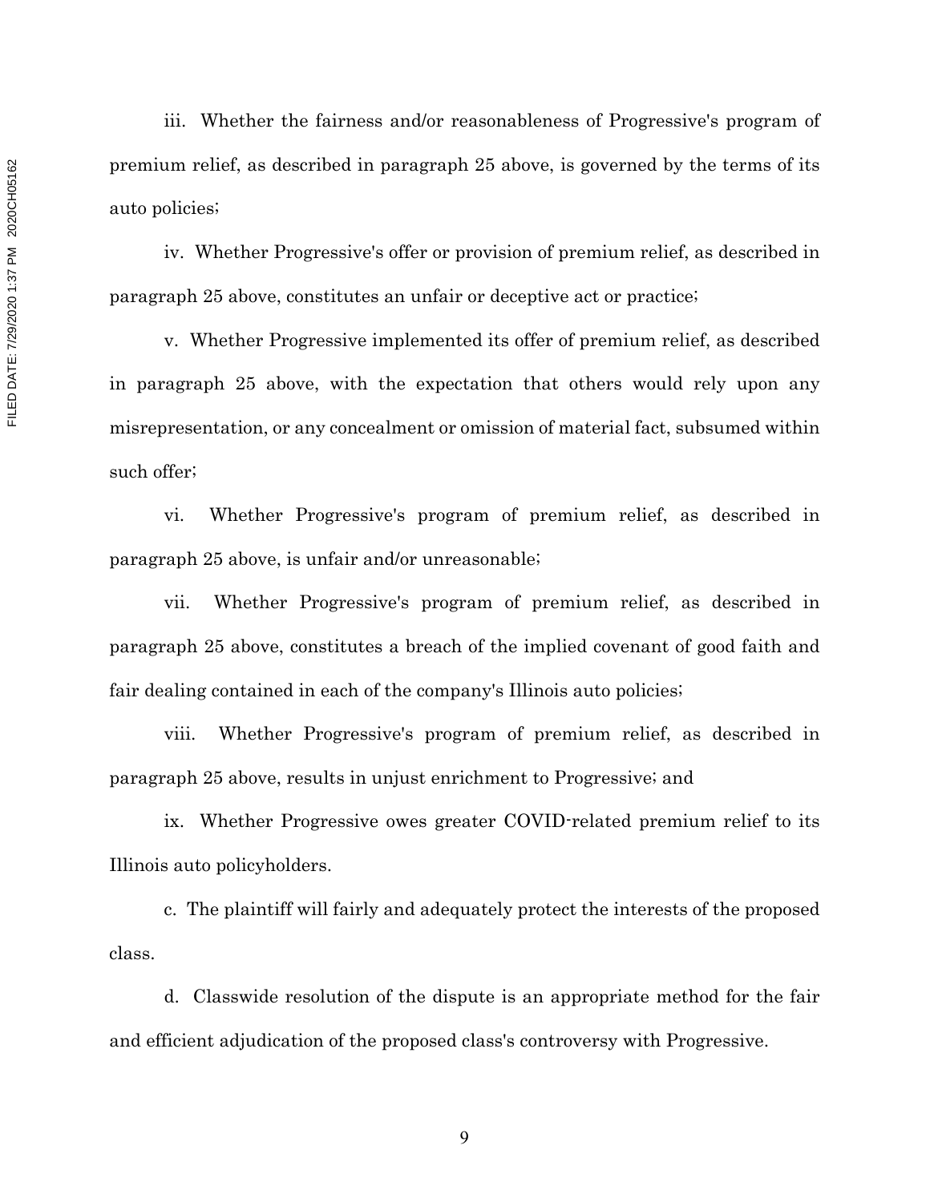iii. Whether the fairness and/or reasonableness of Progressive's program of premium relief, as described in paragraph 25 above, is governed by the terms of its auto policies;

iv. Whether Progressive's offer or provision of premium relief, as described in paragraph 25 above, constitutes an unfair or deceptive act or practice;

v. Whether Progressive implemented its offer of premium relief, as described in paragraph 25 above, with the expectation that others would rely upon any misrepresentation, or any concealment or omission of material fact, subsumed within such offer;

vi. Whether Progressive's program of premium relief, as described in paragraph 25 above, is unfair and/or unreasonable;

vii. Whether Progressive's program of premium relief, as described in paragraph 25 above, constitutes a breach of the implied covenant of good faith and fair dealing contained in each of the company's Illinois auto policies;

viii. Whether Progressive's program of premium relief, as described in paragraph 25 above, results in unjust enrichment to Progressive; and

ix. Whether Progressive owes greater COVID-related premium relief to its Illinois auto policyholders.

c. The plaintiff will fairly and adequately protect the interests of the proposed class.

d. Classwide resolution of the dispute is an appropriate method for the fair and efficient adjudication of the proposed class's controversy with Progressive.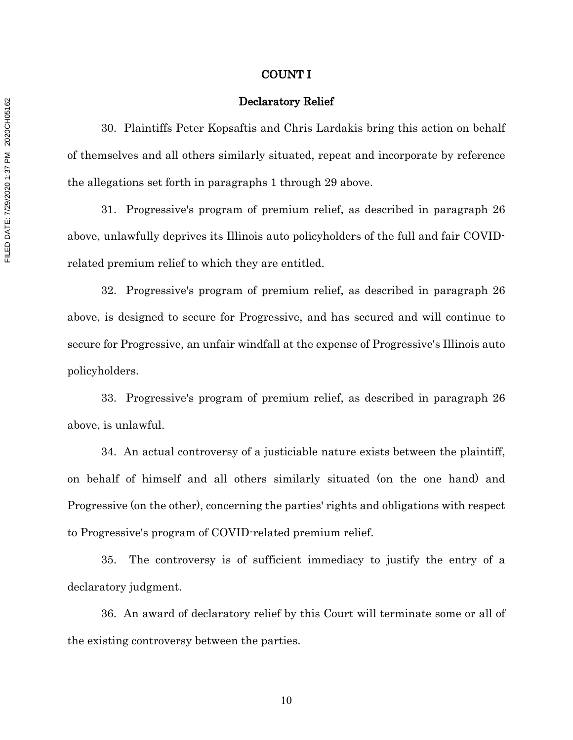## COUNT I

### Declaratory Relief

30. Plaintiffs Peter Kopsaftis and Chris Lardakis bring this action on behalf of themselves and all others similarly situated, repeat and incorporate by reference the allegations set forth in paragraphs 1 through 29 above.

31. Progressive's program of premium relief, as described in paragraph 26 above, unlawfully deprives its Illinois auto policyholders of the full and fair COVID-related premium relief to which they are entitled.

32. Progressive's program of premium relief, as described in paragraph 26 above, is designed to secure for Progressive, and has secured and will continue to secure for Progressive, an unfair windfall at the expense of Progressive's Illinois auto policyholders.

33. Progressive's program of premium relief, as described in paragraph 26 above, is unlawful.

34. An actual controversy of a justiciable nature exists between the plaintiff, on behalf of himself and all others similarly situated (on the one hand) and Progressive (on the other), concerning the parties' rights and obligations with respect to Progressive's program of COVID-related premium relief.

35. The controversy is of sufficient immediacy to justify the entry of a declaratory judgment.

36. An award of declaratory relief by this Court will terminate some or all of the existing controversy between the parties.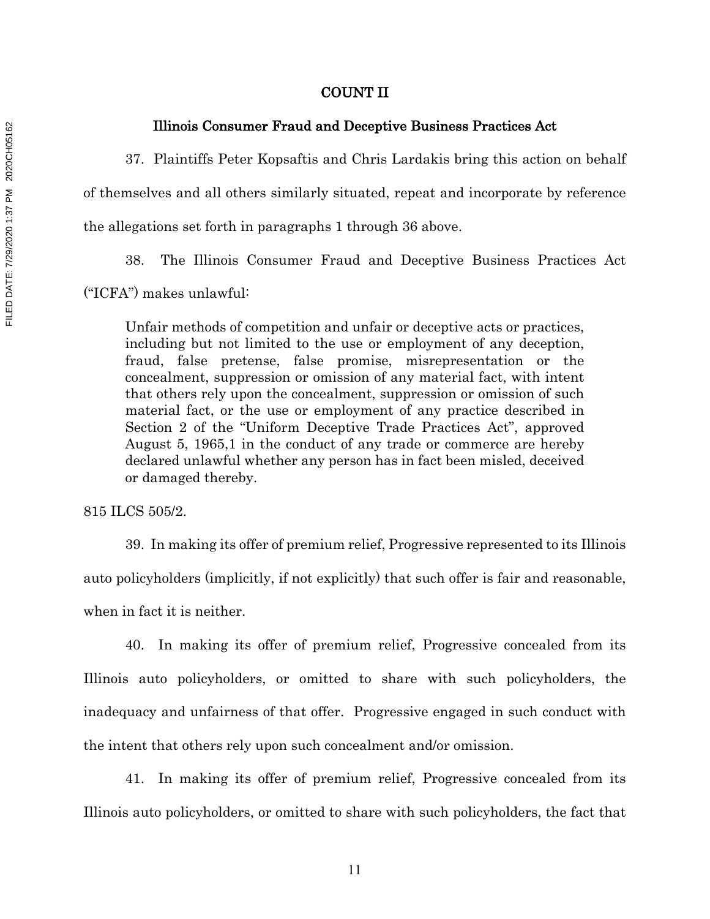## COUNT II

### Illinois Consumer Fraud and Deceptive Business Practices Act

37. Plaintiffs Peter Kopsaftis and Chris Lardakis bring this action on behalf of themselves and all others similarly situated, repeat and incorporate by reference the allegations set forth in paragraphs 1 through 36 above.

38. The Illinois Consumer Fraud and Deceptive Business Practices Act ("ICFA") makes unlawful:

> Unfair methods of competition and unfair or deceptive acts or practices, including but not limited to the use or employment of any deception, fraud, false pretense, false promise, misrepresentation or the concealment, suppression or omission of any material fact, with intent that others rely upon the concealment, suppression or omission of such material fact, or the use or employment of any practice described in Section 2 of the "Uniform Deceptive Trade Practices Act", approved August 5, 1965,1 in the conduct of any trade or commerce are hereby declared unlawful whether any person has in fact been misled, deceived or damaged thereby.

815 ILCS 505/2.

39. In making its offer of premium relief, Progressive represented to its Illinois auto policyholders (implicitly, if not explicitly) that such offer is fair and reasonable, when in fact it is neither.

40. In making its offer of premium relief, Progressive concealed from its Illinois auto policyholders, or omitted to share with such policyholders, the inadequacy and unfairness of that offer. Progressive engaged in such conduct with the intent that others rely upon such concealment and/or omission.

41. In making its offer of premium relief, Progressive concealed from its Illinois auto policyholders, or omitted to share with such policyholders, the fact that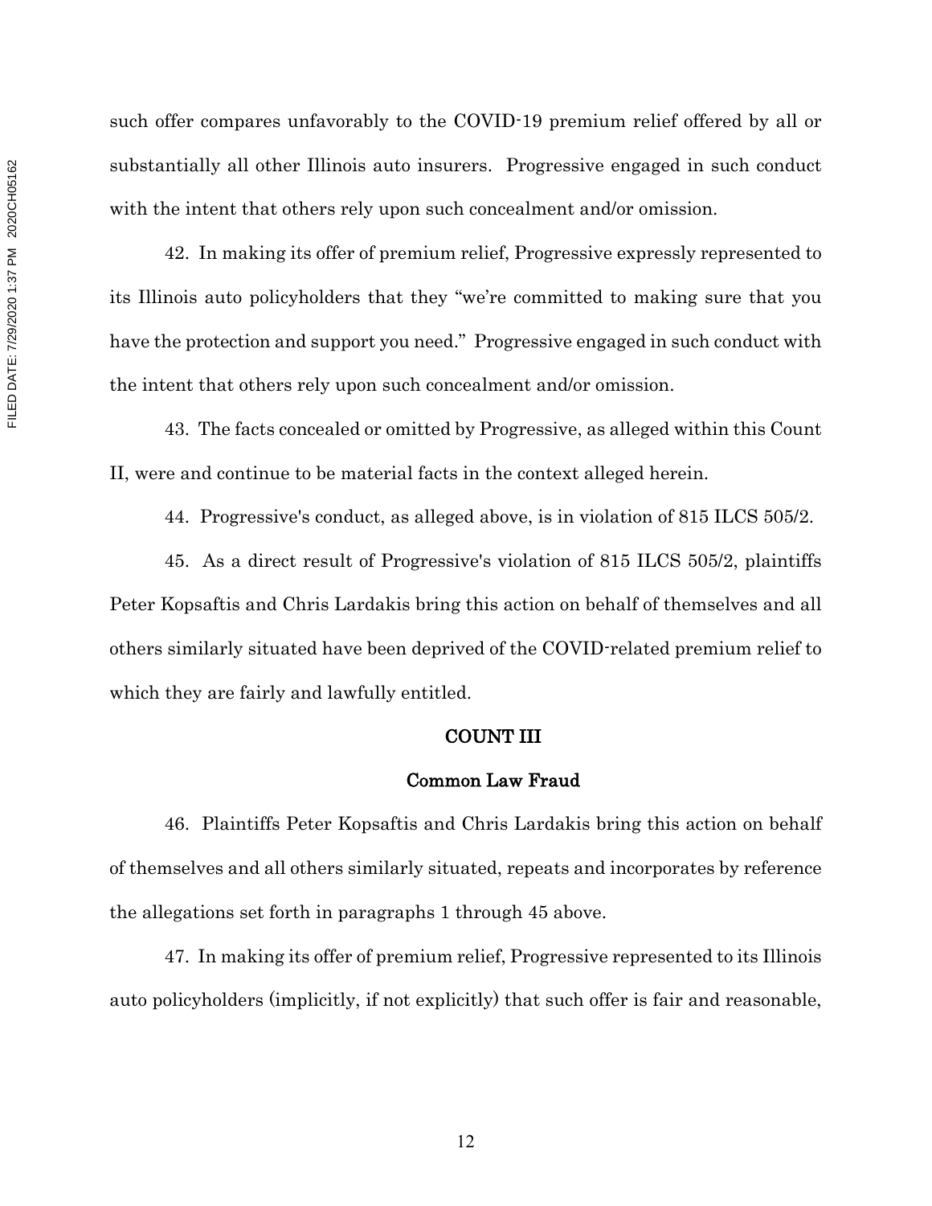such offer compares unfavorably to the COVID-19 premium relief offered by all or substantially all other Illinois auto insurers. Progressive engaged in such conduct with the intent that others rely upon such concealment and/or omission.

42. In making its offer of premium relief, Progressive expressly represented to its Illinois auto policyholders that they "we're committed to making sure that you have the protection and support you need." Progressive engaged in such conduct with the intent that others rely upon such concealment and/or omission.

43. The facts concealed or omitted by Progressive, as alleged within this Count II, were and continue to be material facts in the context alleged herein.

44. Progressive's conduct, as alleged above, is in violation of 815 ILCS 505/2.

45. As a direct result of Progressive's violation of 815 ILCS 505/2, plaintiffs Peter Kopsaftis and Chris Lardakis bring this action on behalf of themselves and all others similarly situated have been deprived of the COVID-related premium relief to which they are fairly and lawfully entitled.

## COUNT III

### Common Law Fraud

46. Plaintiffs Peter Kopsaftis and Chris Lardakis bring this action on behalf of themselves and all others similarly situated, repeats and incorporates by reference the allegations set forth in paragraphs 1 through 45 above.

47. In making its offer of premium relief, Progressive represented to its Illinois auto policyholders (implicitly, if not explicitly) that such offer is fair and reasonable,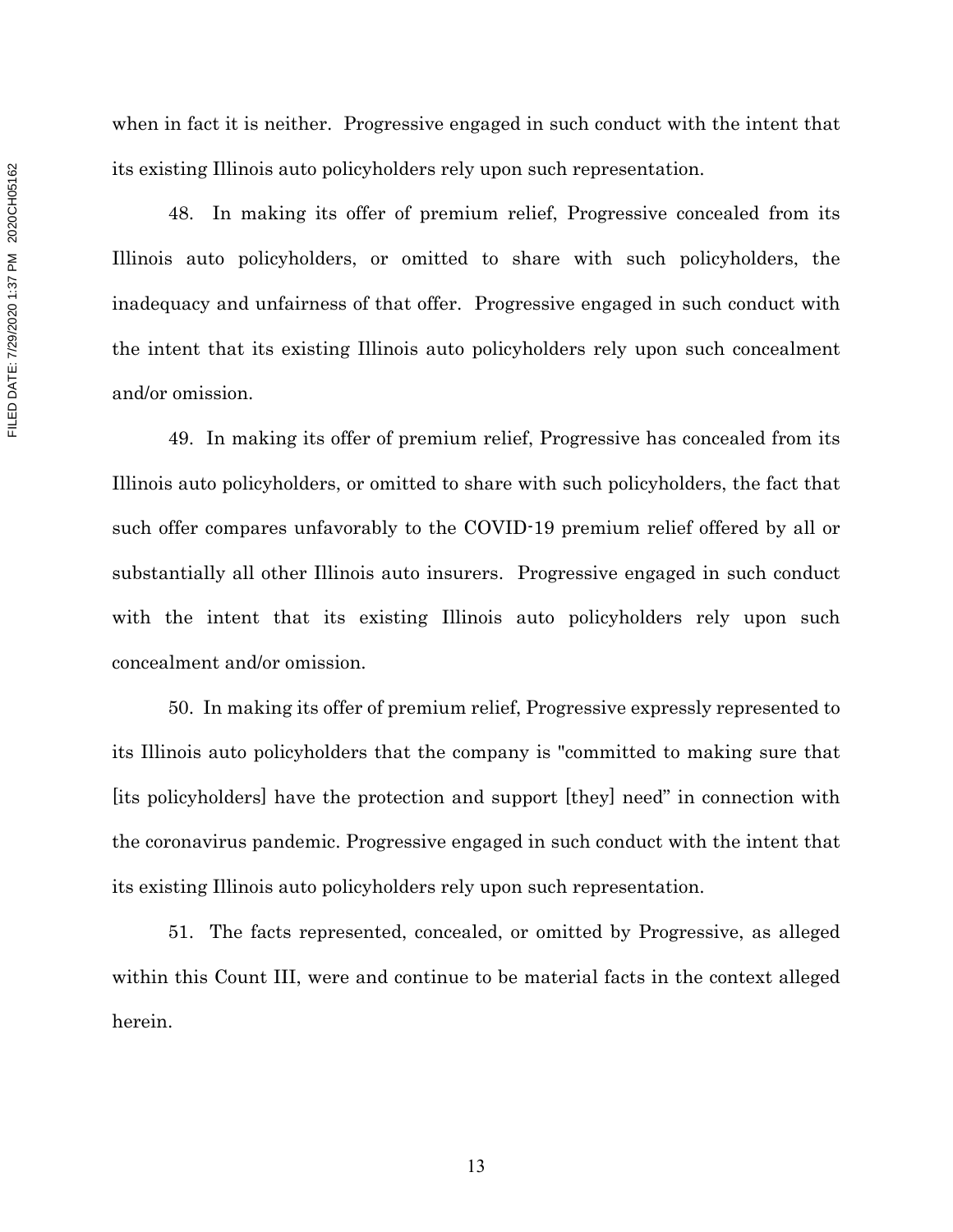when in fact it is neither. Progressive engaged in such conduct with the intent that its existing Illinois auto policyholders rely upon such representation.

48. In making its offer of premium relief, Progressive concealed from its Illinois auto policyholders, or omitted to share with such policyholders, the inadequacy and unfairness of that offer. Progressive engaged in such conduct with the intent that its existing Illinois auto policyholders rely upon such concealment and/or omission.

49. In making its offer of premium relief, Progressive has concealed from its Illinois auto policyholders, or omitted to share with such policyholders, the fact that such offer compares unfavorably to the COVID-19 premium relief offered by all or substantially all other Illinois auto insurers. Progressive engaged in such conduct with the intent that its existing Illinois auto policyholders rely upon such concealment and/or omission.

50. In making its offer of premium relief, Progressive expressly represented to its Illinois auto policyholders that the company is "committed to making sure that [its policyholders] have the protection and support [they] need" in connection with the coronavirus pandemic. Progressive engaged in such conduct with the intent that its existing Illinois auto policyholders rely upon such representation.

51. The facts represented, concealed, or omitted by Progressive, as alleged within this Count III, were and continue to be material facts in the context alleged herein.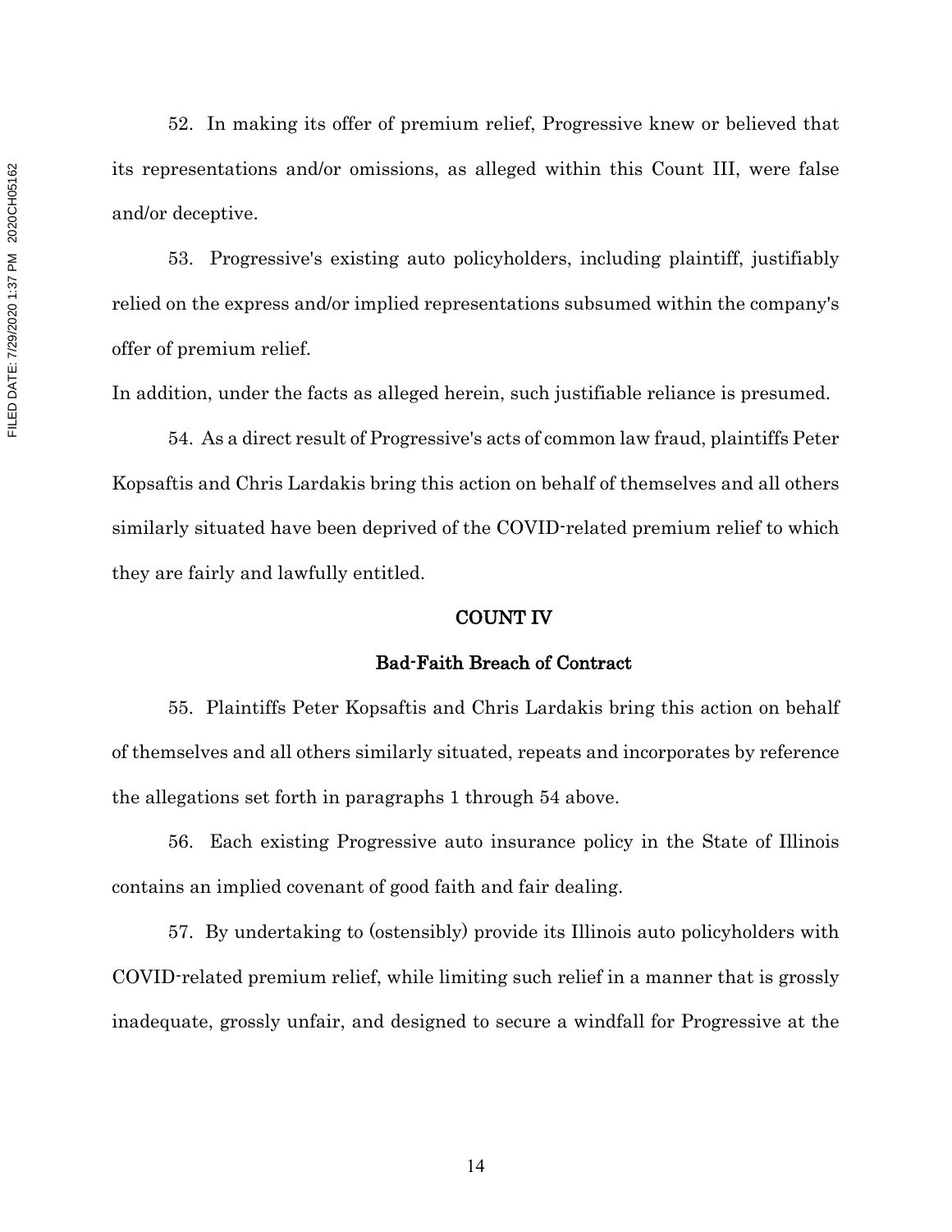52. In making its offer of premium relief, Progressive knew or believed that its representations and/or omissions, as alleged within this Count III, were false and/or deceptive.

53. Progressive's existing auto policyholders, including plaintiff, justifiably relied on the express and/or implied representations subsumed within the company's offer of premium relief.

In addition, under the facts as alleged herein, such justifiable reliance is presumed.

54. As a direct result of Progressive's acts of common law fraud, plaintiffs Peter Kopsaftis and Chris Lardakis bring this action on behalf of themselves and all others similarly situated have been deprived of the COVID-related premium relief to which they are fairly and lawfully entitled.

**COUNT IV**

**Bad-Faith Breach of Contract**

55. Plaintiffs Peter Kopsaftis and Chris Lardakis bring this action on behalf of themselves and all others similarly situated, repeats and incorporates by reference the allegations set forth in paragraphs 1 through 54 above.

56. Each existing Progressive auto insurance policy in the State of Illinois contains an implied covenant of good faith and fair dealing.

57. By undertaking to (ostensibly) provide its Illinois auto policyholders with COVID-related premium relief, while limiting such relief in a manner that is grossly inadequate, grossly unfair, and designed to secure a windfall for Progressive at the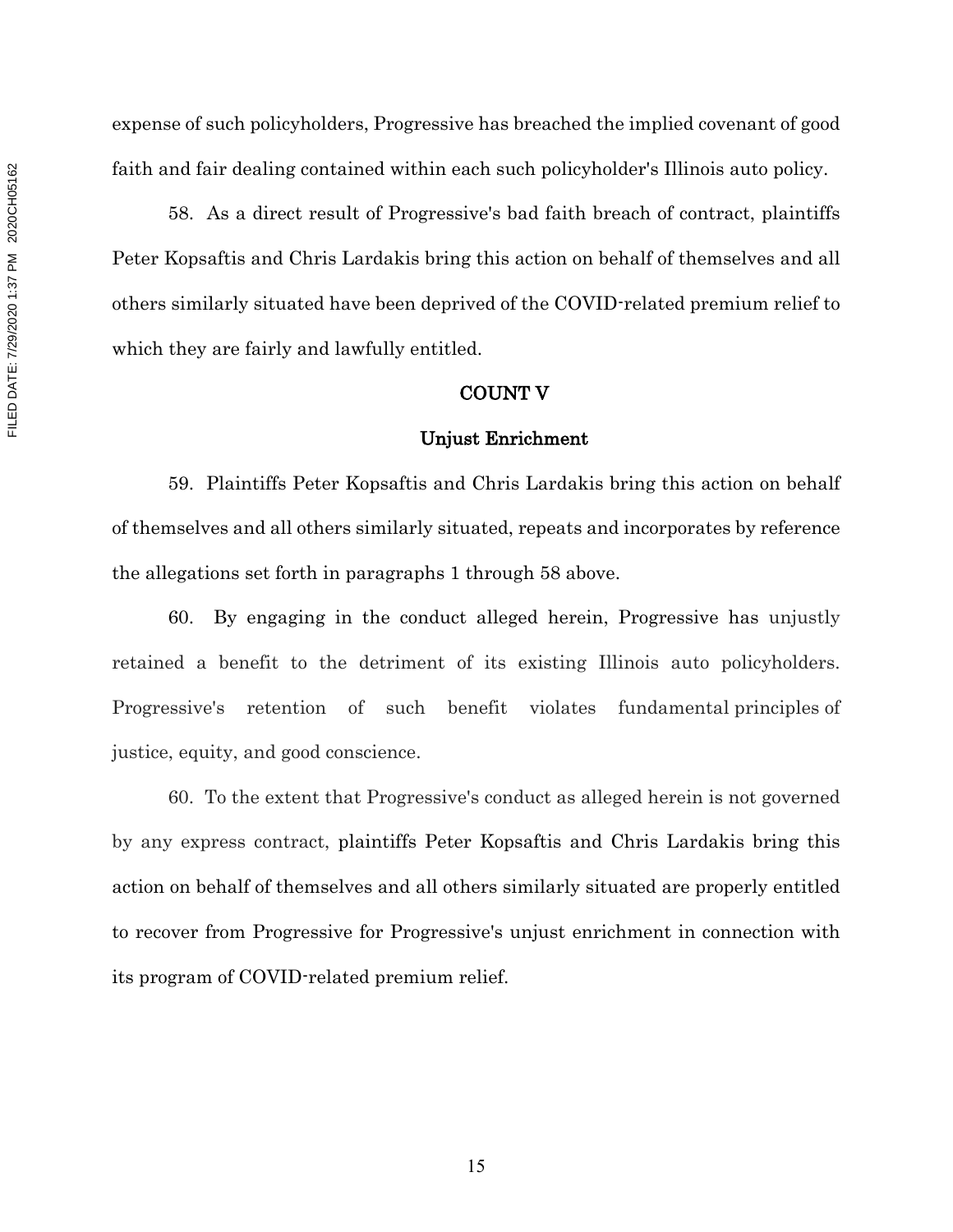expense of such policyholders, Progressive has breached the implied covenant of good faith and fair dealing contained within each such policyholder's Illinois auto policy.

58. As a direct result of Progressive's bad faith breach of contract, plaintiffs Peter Kopsaftis and Chris Lardakis bring this action on behalf of themselves and all others similarly situated have been deprived of the COVID-related premium relief to which they are fairly and lawfully entitled.

## COUNT V

### Unjust Enrichment

59. Plaintiffs Peter Kopsaftis and Chris Lardakis bring this action on behalf of themselves and all others similarly situated, repeats and incorporates by reference the allegations set forth in paragraphs 1 through 58 above.

60. By engaging in the conduct alleged herein, Progressive has unjustly retained a benefit to the detriment of its existing Illinois auto policyholders. Progressive's retention of such benefit violates fundamental principles of justice, equity, and good conscience.

60. To the extent that Progressive's conduct as alleged herein is not governed by any express contract, plaintiffs Peter Kopsaftis and Chris Lardakis bring this action on behalf of themselves and all others similarly situated are properly entitled to recover from Progressive for Progressive's unjust enrichment in connection with its program of COVID-related premium relief.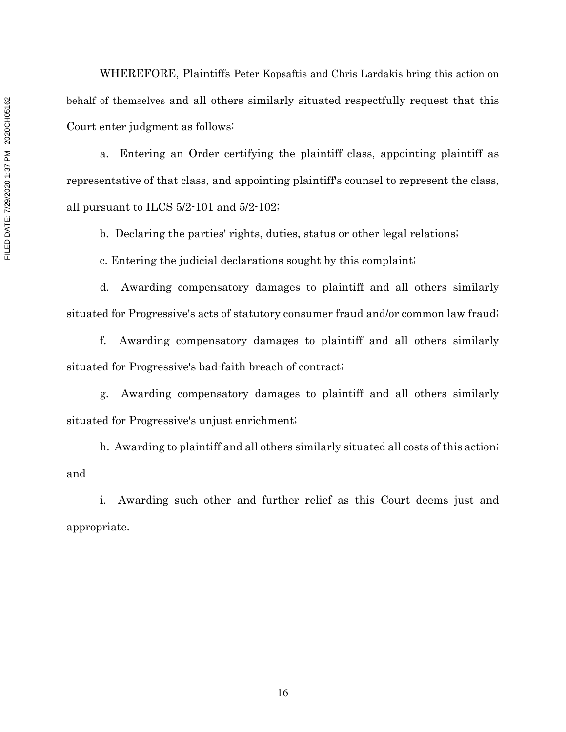WHEREFORE, Plaintiffs Peter Kopsaftis and Chris Lardakis bring this action on behalf of themselves and all others similarly situated respectfully request that this Court enter judgment as follows:

a. Entering an Order certifying the plaintiff class, appointing plaintiff as representative of that class, and appointing plaintiff's counsel to represent the class, all pursuant to ILCS 5/2-101 and 5/2-102;

b. Declaring the parties' rights, duties, status or other legal relations;

c. Entering the judicial declarations sought by this complaint;

d. Awarding compensatory damages to plaintiff and all others similarly situated for Progressive's acts of statutory consumer fraud and/or common law fraud;

f. Awarding compensatory damages to plaintiff and all others similarly situated for Progressive's bad-faith breach of contract;

g. Awarding compensatory damages to plaintiff and all others similarly situated for Progressive's unjust enrichment;

h. Awarding to plaintiff and all others similarly situated all costs of this action; and

i. Awarding such other and further relief as this Court deems just and appropriate.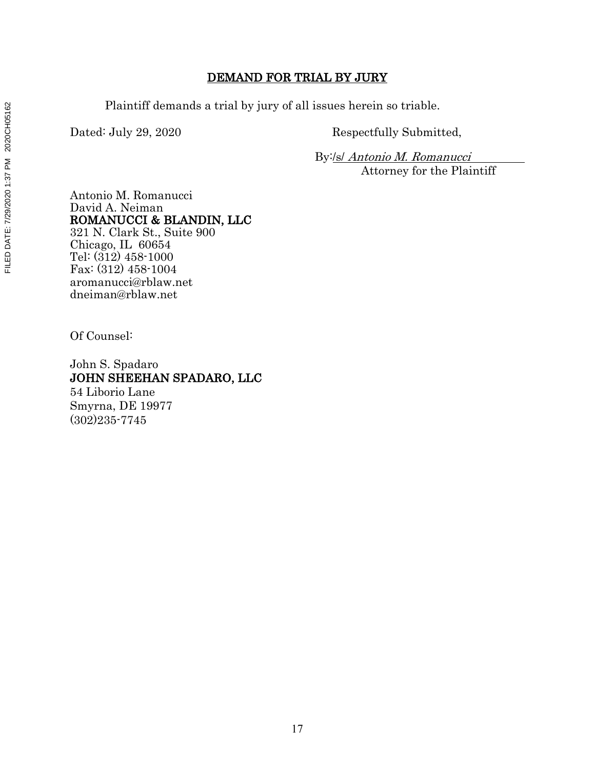## DEMAND FOR TRIAL BY JURY

Plaintiff demands a trial by jury of all issues herein so triable.

Dated: July 29, 2020

Respectfully Submitted,

By: /s/ *Antonio M. Romanucci*
Attorney for the Plaintiff

Antonio M. Romanucci
David A. Neiman
**ROMANUCCI & BLANDIN, LLC**
321 N. Clark St., Suite 900
Chicago, IL 60654
Tel: (312) 458-1000
Fax: (312) 458-1004
aromanucci@rblaw.net
dneiman@rblaw.net

Of Counsel:

John S. Spadaro
**JOHN SHEEHAN SPADARO, LLC**
54 Liborio Lane
Smyrna, DE 19977
(302)235-7745